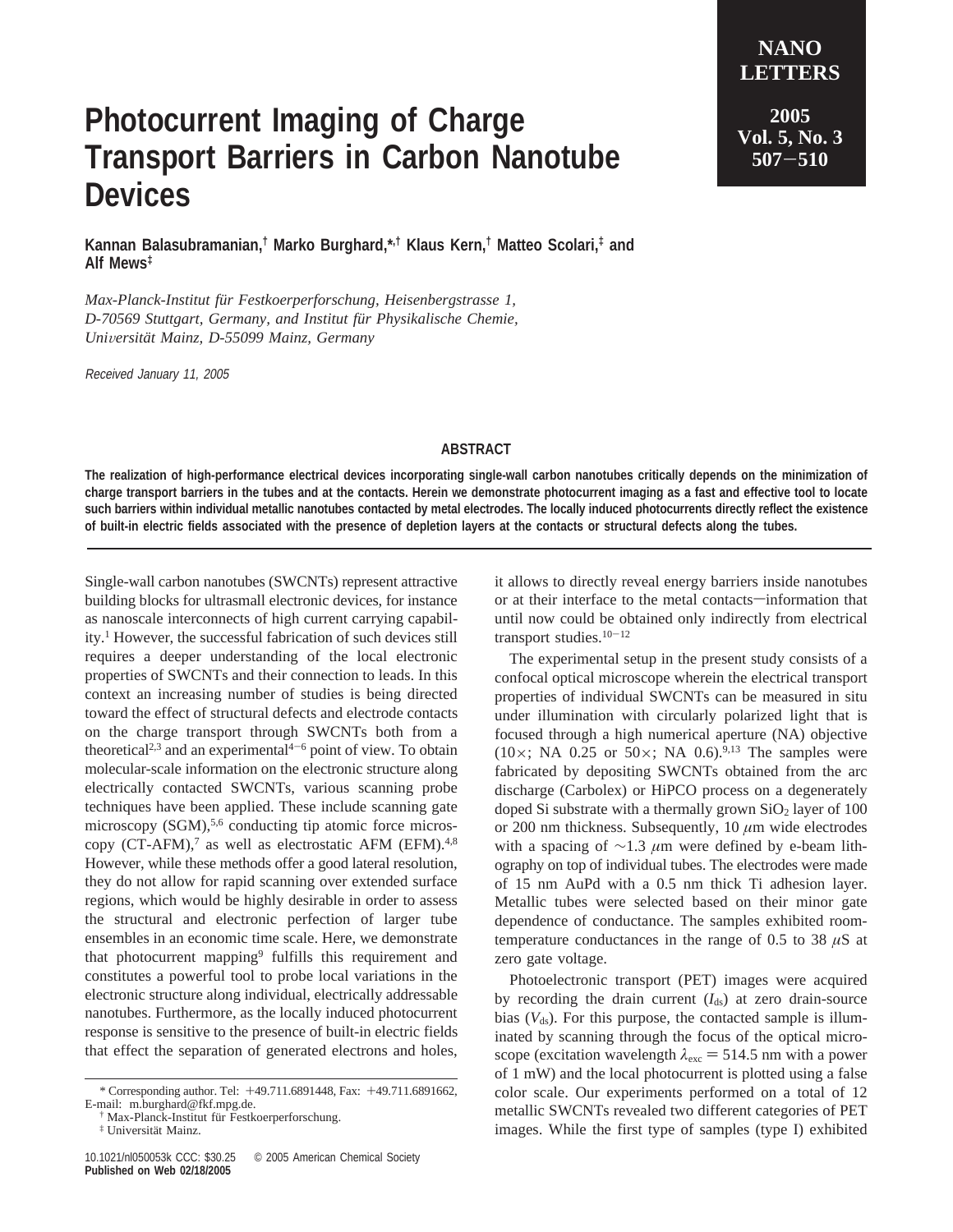# Photocurrent Imaging of Charge Transport Barriers in Carbon Nanotube Devices

**Kannan Balasubramanian,[†] Marko Burghard,[*,†] Klaus Kern,[†] Matteo Scolari,[‡] and Alf Mews[‡]**

*Max-Planck-Institut für Festkoerperforschung, Heisenbergstrasse 1, D-70569 Stuttgart, Germany, and Institut für Physikalische Chemie, Universität Mainz, D-55099 Mainz, Germany*

*Received January 11, 2005*

## ABSTRACT

**The realization of high-performance electrical devices incorporating single-wall carbon nanotubes critically depends on the minimization of charge transport barriers in the tubes and at the contacts. Herein we demonstrate photocurrent imaging as a fast and effective tool to locate such barriers within individual metallic nanotubes contacted by metal electrodes. The locally induced photocurrents directly reflect the existence of built-in electric fields associated with the presence of depletion layers at the contacts or structural defects along the tubes.**

Single-wall carbon nanotubes (SWCNTs) represent attractive building blocks for ultrasmall electronic devices, for instance as nanoscale interconnects of high current carrying capability.[1] However, the successful fabrication of such devices still requires a deeper understanding of the local electronic properties of SWCNTs and their connection to leads. In this context an increasing number of studies is being directed toward the effect of structural defects and electrode contacts on the charge transport through SWCNTs both from a theoretical[2,3] and an experimental[4−6] point of view. To obtain molecular-scale information on the electronic structure along electrically contacted SWCNTs, various scanning probe techniques have been applied. These include scanning gate microscopy (SGM),[5,6] conducting tip atomic force microscopy (CT-AFM),[7] as well as electrostatic AFM (EFM).[4,8] However, while these methods offer a good lateral resolution, they do not allow for rapid scanning over extended surface regions, which would be highly desirable in order to assess the structural and electronic perfection of larger tube ensembles in an economic time scale. Here, we demonstrate that photocurrent mapping[9] fulfills this requirement and constitutes a powerful tool to probe local variations in the electronic structure along individual, electrically addressable nanotubes. Furthermore, as the locally induced photocurrent response is sensitive to the presence of built-in electric fields that effect the separation of generated electrons and holes, it allows to directly reveal energy barriers inside nanotubes or at their interface to the metal contacts—information that until now could be obtained only indirectly from electrical transport studies.[10−12]

The experimental setup in the present study consists of a confocal optical microscope wherein the electrical transport properties of individual SWCNTs can be measured in situ under illumination with circularly polarized light that is focused through a high numerical aperture (NA) objective (10×; NA 0.25 or 50×; NA 0.6).[9,13] The samples were fabricated by depositing SWCNTs obtained from the arc discharge (Carbolex) or HiPCO process on a degenerately doped Si substrate with a thermally grown $SiO_2$ layer of 100 or 200 nm thickness. Subsequently, 10 $\mu$m wide electrodes with a spacing of ~1.3 $\mu$m were defined by e-beam lithography on top of individual tubes. The electrodes were made of 15 nm AuPd with a 0.5 nm thick Ti adhesion layer. Metallic tubes were selected based on their minor gate dependence of conductance. The samples exhibited room-temperature conductances in the range of 0.5 to 38 $\mu$S at zero gate voltage.

Photoelectronic transport (PET) images were acquired by recording the drain current ($I_{ds}$) at zero drain-source bias ($V_{ds}$). For this purpose, the contacted sample is illuminated by scanning through the focus of the optical microscope (excitation wavelength $\lambda_{exc}$ = 514.5 nm with a power of 1 mW) and the local photocurrent is plotted using a false color scale. Our experiments performed on a total of 12 metallic SWCNTs revealed two different categories of PET images. While the first type of samples (type I) exhibited

\* Corresponding author. Tel: +49.711.6891448, Fax: +49.711.6891662, E-mail: m.burghard@fkf.mpg.de.
† Max-Planck-Institut für Festkoerperforschung.
‡ Universität Mainz.

10.1021/nl050053k CCC: $30.25 © 2005 American Chemical Society
**Published on Web 02/18/2005**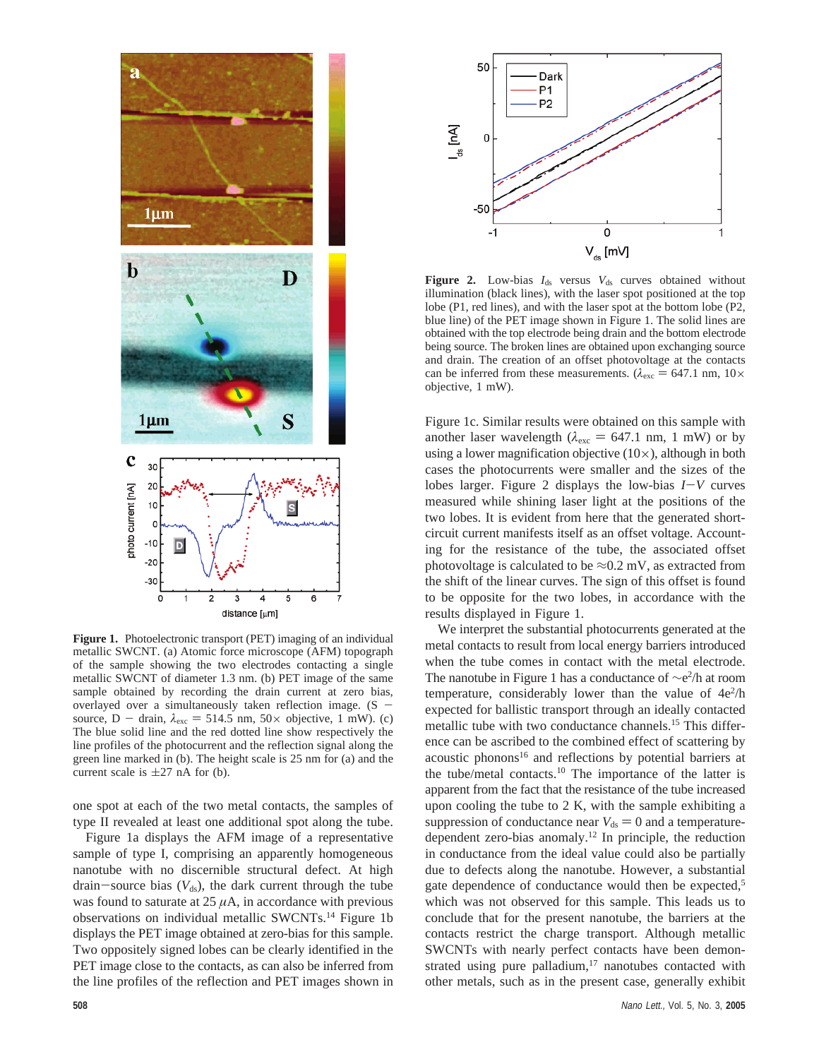a

1μm

b

D

S

1μm

c

30
20
10
0
-10
-20
-30

photo current [nA]

D

S

0 1 2 3 4 5 6 7

distance [μm]

**Figure 1.** Photoelectronic transport (PET) imaging of an individual metallic SWCNT. (a) Atomic force microscope (AFM) topograph of the sample showing the two electrodes contacting a single metallic SWCNT of diameter 1.3 nm. (b) PET image of the same sample obtained by recording the drain current at zero bias, overlayed over a simultaneously taken reflection image. (S − source, D − drain, $\lambda_{exc}$ = 514.5 nm, 50× objective, 1 mW). (c) The blue solid line and the red dotted line show respectively the line profiles of the photocurrent and the reflection signal along the green line marked in (b). The height scale is 25 nm for (a) and the current scale is ±27 nA for (b).

one spot at each of the two metal contacts, the samples of type II revealed at least one additional spot along the tube.

Figure 1a displays the AFM image of a representative sample of type I, comprising an apparently homogeneous nanotube with no discernible structural defect. At high drain−source bias ($V_{ds}$), the dark current through the tube was found to saturate at 25 $\mu$A, in accordance with previous observations on individual metallic SWCNTs.[14] Figure 1b displays the PET image obtained at zero-bias for this sample. Two oppositely signed lobes can be clearly identified in the PET image close to the contacts, as can also be inferred from the line profiles of the reflection and PET images shown in Figure 1c. Similar results were obtained on this sample with another laser wavelength ($\lambda_{exc}$ = 647.1 nm, 1 mW) or by using a lower magnification objective (10×), although in both cases the photocurrents were smaller and the sizes of the lobes larger. Figure 2 displays the low-bias $I-V$ curves measured while shining laser light at the positions of the two lobes. It is evident from here that the generated short-circuit current manifests itself as an offset voltage. Accounting for the resistance of the tube, the associated offset photovoltage is calculated to be ≈0.2 mV, as extracted from the shift of the linear curves. The sign of this offset is found to be opposite for the two lobes, in accordance with the results displayed in Figure 1.

50
0
-50

$I_{ds}$ [nA]

-1 0 1

$V_{ds}$ [mV]

Dark
P1
P2

**Figure 2.** Low-bias $I_{ds}$ versus $V_{ds}$ curves obtained without illumination (black lines), with the laser spot positioned at the top lobe (P1, red lines), and with the laser spot at the bottom lobe (P2, blue line) of the PET image shown in Figure 1. The solid lines are obtained with the top electrode being drain and the bottom electrode being source. The broken lines are obtained upon exchanging source and drain. The creation of an offset photovoltage at the contacts can be inferred from these measurements. ($\lambda_{exc}$ = 647.1 nm, 10× objective, 1 mW).

We interpret the substantial photocurrents generated at the metal contacts to result from local energy barriers introduced when the tube comes in contact with the metal electrode. The nanotube in Figure 1 has a conductance of $\sim e^2/h$ at room temperature, considerably lower than the value of $4e^2/h$ expected for ballistic transport through an ideally contacted metallic tube with two conductance channels.[15] This difference can be ascribed to the combined effect of scattering by acoustic phonons[16] and reflections by potential barriers at the tube/metal contacts.[10] The importance of the latter is apparent from the fact that the resistance of the tube increased upon cooling the tube to 2 K, with the sample exhibiting a suppression of conductance near $V_{ds}$ = 0 and a temperature-dependent zero-bias anomaly.[12] In principle, the reduction in conductance from the ideal value could also be partially due to defects along the nanotube. However, a substantial gate dependence of conductance would then be expected,[5] which was not observed for this sample. This leads us to conclude that for the present nanotube, the barriers at the contacts restrict the charge transport. Although metallic SWCNTs with nearly perfect contacts have been demonstrated using pure palladium,[17] nanotubes contacted with other metals, such as in the present case, generally exhibit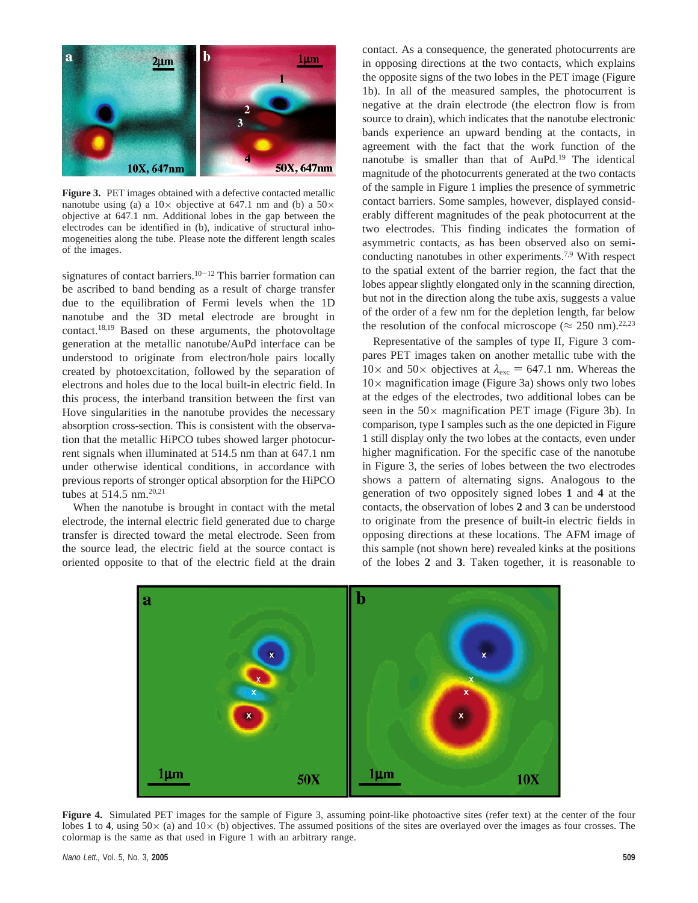**Figure 3.** PET images obtained with a defective contacted metallic nanotube using (a) a 10× objective at 647.1 nm and (b) a 50× objective at 647.1 nm. Additional lobes in the gap between the electrodes can be identified in (b), indicative of structural inhomogeneities along the tube. Please note the different length scales of the images.

signatures of contact barriers.[10-12] This barrier formation can be ascribed to band bending as a result of charge transfer due to the equilibration of Fermi levels when the 1D nanotube and the 3D metal electrode are brought in contact.[18,19] Based on these arguments, the photovoltage generation at the metallic nanotube/AuPd interface can be understood to originate from electron/hole pairs locally created by photoexcitation, followed by the separation of electrons and holes due to the local built-in electric field. In this process, the interband transition between the first van Hove singularities in the nanotube provides the necessary absorption cross-section. This is consistent with the observation that the metallic HiPCO tubes showed larger photocurrent signals when illuminated at 514.5 nm than at 647.1 nm under otherwise identical conditions, in accordance with previous reports of stronger optical absorption for the HiPCO tubes at 514.5 nm.[20,21]

When the nanotube is brought in contact with the metal electrode, the internal electric field generated due to charge transfer is directed toward the metal electrode. Seen from the source lead, the electric field at the source contact is oriented opposite to that of the electric field at the drain contact. As a consequence, the generated photocurrents are in opposing directions at the two contacts, which explains the opposite signs of the two lobes in the PET image (Figure 1b). In all of the measured samples, the photocurrent is negative at the drain electrode (the electron flow is from source to drain), which indicates that the nanotube electronic bands experience an upward bending at the contacts, in agreement with the fact that the work function of the nanotube is smaller than that of AuPd.[19] The identical magnitude of the photocurrents generated at the two contacts of the sample in Figure 1 implies the presence of symmetric contact barriers. Some samples, however, displayed considerably different magnitudes of the peak photocurrent at the two electrodes. This finding indicates the formation of asymmetric contacts, as has been observed also on semiconducting nanotubes in other experiments.[7,9] With respect to the spatial extent of the barrier region, the fact that the lobes appear slightly elongated only in the scanning direction, but not in the direction along the tube axis, suggests a value of the order of a few nm for the depletion length, far below the resolution of the confocal microscope (≈ 250 nm).[22,23]

Representative of the samples of type II, Figure 3 compares PET images taken on another metallic tube with the 10× and 50× objectives at $\lambda_{exc}$ = 647.1 nm. Whereas the 10× magnification image (Figure 3a) shows only two lobes at the edges of the electrodes, two additional lobes can be seen in the 50× magnification PET image (Figure 3b). In comparison, type I samples such as the one depicted in Figure 1 still display only the two lobes at the contacts, even under higher magnification. For the specific case of the nanotube in Figure 3, the series of lobes between the two electrodes shows a pattern of alternating signs. Analogous to the generation of two oppositely signed lobes **1** and **4** at the contacts, the observation of lobes **2** and **3** can be understood to originate from the presence of built-in electric fields in opposing directions at these locations. The AFM image of this sample (not shown here) revealed kinks at the positions of the lobes **2** and **3**. Taken together, it is reasonable to

**Figure 4.** Simulated PET images for the sample of Figure 3, assuming point-like photoactive sites (refer text) at the center of the four lobes **1** to **4**, using 50× (a) and 10× (b) objectives. The assumed positions of the sites are overlayed over the images as four crosses. The colormap is the same as that used in Figure 1 with an arbitrary range.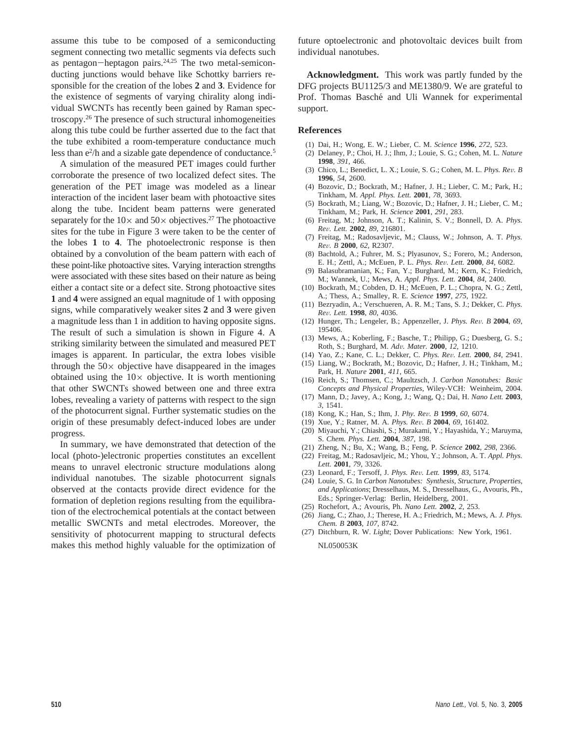assume this tube to be composed of a semiconducting segment connecting two metallic segments via defects such as pentagon−heptagon pairs.[24,25] The two metal-semiconducting junctions would behave like Schottky barriers responsible for the creation of the lobes **2** and **3**. Evidence for the existence of segments of varying chirality along individual SWCNTs has recently been gained by Raman spectroscopy.[26] The presence of such structural inhomogeneities along this tube could be further asserted due to the fact that the tube exhibited a room-temperature conductance much less than $e^2/h$ and a sizable gate dependence of conductance.[5]

A simulation of the measured PET images could further corroborate the presence of two localized defect sites. The generation of the PET image was modeled as a linear interaction of the incident laser beam with photoactive sites along the tube. Incident beam patterns were generated separately for the 10× and 50× objectives.[27] The photoactive sites for the tube in Figure 3 were taken to be the center of the lobes **1** to **4**. The photoelectronic response is then obtained by a convolution of the beam pattern with each of these point-like photoactive sites. Varying interaction strengths were associated with these sites based on their nature as being either a contact site or a defect site. Strong photoactive sites **1** and **4** were assigned an equal magnitude of 1 with opposing signs, while comparatively weaker sites **2** and **3** were given a magnitude less than 1 in addition to having opposite signs. The result of such a simulation is shown in Figure 4. A striking similarity between the simulated and measured PET images is apparent. In particular, the extra lobes visible through the 50× objective have disappeared in the images obtained using the 10× objective. It is worth mentioning that other SWCNTs showed between one and three extra lobes, revealing a variety of patterns with respect to the sign of the photocurrent signal. Further systematic studies on the origin of these presumably defect-induced lobes are under progress.

In summary, we have demonstrated that detection of the local (photo-)electronic properties constitutes an excellent means to unravel electronic structure modulations along individual nanotubes. The sizable photocurrent signals observed at the contacts provide direct evidence for the formation of depletion regions resulting from the equilibration of the electrochemical potentials at the contact between metallic SWCNTs and metal electrodes. Moreover, the sensitivity of photocurrent mapping to structural defects makes this method highly valuable for the optimization of future optoelectronic and photovoltaic devices built from individual nanotubes.

**Acknowledgment.** This work was partly funded by the DFG projects BU1125/3 and ME1380/9. We are grateful to Prof. Thomas Basché and Uli Wannek for experimental support.

## References

(1) Dai, H.; Wong, E. W.; Lieber, C. M. *Science* **1996**, *272*, 523.
(2) Delaney, P.; Choi, H. J.; Ihm, J.; Louie, S. G.; Cohen, M. L. *Nature* **1998**, *391*, 466.
(3) Chico, L.; Benedict, L. X.; Louie, S. G.; Cohen, M. L. *Phys. Rev. B* **1996**, *54*, 2600.
(4) Bozovic, D.; Bockrath, M.; Hafner, J. H.; Lieber, C. M.; Park, H.; Tinkham, M. *Appl. Phys. Lett.* **2001**, *78*, 3693.
(5) Bockrath, M.; Liang, W.; Bozovic, D.; Hafner, J. H.; Lieber, C. M.; Tinkham, M.; Park, H. *Science* **2001**, *291*, 283.
(6) Freitag, M.; Johnson, A. T.; Kalinin, S. V.; Bonnell, D. A. *Phys. Rev. Lett.* **2002**, *89*, 216801.
(7) Freitag, M.; Radosavljevic, M.; Clauss, W.; Johnson, A. T. *Phys. Rev. B* **2000**, *62*, R2307.
(8) Bachtold, A.; Fuhrer, M. S.; Plyasunov, S.; Forero, M.; Anderson, E. H.; Zettl, A.; McEuen, P. L. *Phys. Rev. Lett.* **2000**, *84*, 6082.
(9) Balasubramanian, K.; Fan, Y.; Burghard, M.; Kern, K.; Friedrich, M.; Wannek, U.; Mews, A. *Appl. Phys. Lett.* **2004**, *84*, 2400.
(10) Bockrath, M.; Cobden, D. H.; McEuen, P. L.; Chopra, N. G.; Zettl, A.; Thess, A.; Smalley, R. E. *Science* **1997**, *275*, 1922.
(11) Bezryadin, A.; Verschueren, A. R. M.; Tans, S. J.; Dekker, C. *Phys. Rev. Lett.* **1998**, *80*, 4036.
(12) Hunger, Th.; Lengeler, B.; Appenzeller, J. *Phys. Rev. B* **2004**, *69*, 195406.
(13) Mews, A.; Koberling, F.; Basche, T.; Philipp, G.; Duesberg, G. S.; Roth, S.; Burghard, M. *Adv. Mater.* **2000**, *12*, 1210.
(14) Yao, Z.; Kane, C. L.; Dekker, C. *Phys. Rev. Lett.* **2000**, *84*, 2941.
(15) Liang, W.; Bockrath, M.; Bozovic, D.; Hafner, J. H.; Tinkham, M.; Park, H. *Nature* **2001**, *411*, 665.
(16) Reich, S.; Thomsen, C.; Maultzsch, J. *Carbon Nanotubes: Basic Concepts and Physical Properties*, Wiley-VCH: Weinheim, 2004.
(17) Mann, D.; Javey, A.; Kong, J.; Wang, Q.; Dai, H. *Nano Lett.* **2003**, *3*, 1541.
(18) Kong, K.; Han, S.; Ihm, J. *Phy. Rev. B* **1999**, *60*, 6074.
(19) Xue, Y.; Ratner, M. A. *Phys. Rev. B* **2004**, *69*, 161402.
(20) Miyauchi, Y.; Chiashi, S.; Murakami, Y.; Hayashida, Y.; Maruyma, S. *Chem. Phys. Lett.* **2004**, *387*, 198.
(21) Zheng, N.; Bu, X.; Wang, B.; Feng, P. *Science* **2002**, *298*, 2366.
(22) Freitag, M.; Radosavljeic, M.; Yhou, Y.; Johnson, A. T. *Appl. Phys. Lett.* **2001**, *79*, 3326.
(23) Leonard, F.; Tersoff, J. *Phys. Rev. Lett.* **1999**, *83*, 5174.
(24) Louie, S. G. In *Carbon Nanotubes: Synthesis, Structure, Properties, and Applications*; Dresselhaus, M. S., Dresselhaus, G., Avouris, Ph., Eds.; Springer-Verlag: Berlin, Heidelberg, 2001.
(25) Rochefort, A.; Avouris, Ph. *Nano Lett.* **2002**, *2*, 253.
(26) Jiang, C.; Zhao, J.; Therese, H. A.; Friedrich, M.; Mews, A. *J. Phys. Chem. B* **2003**, *107*, 8742.
(27) Ditchburn, R. W. *Light*; Dover Publications: New York, 1961.

NL050053K